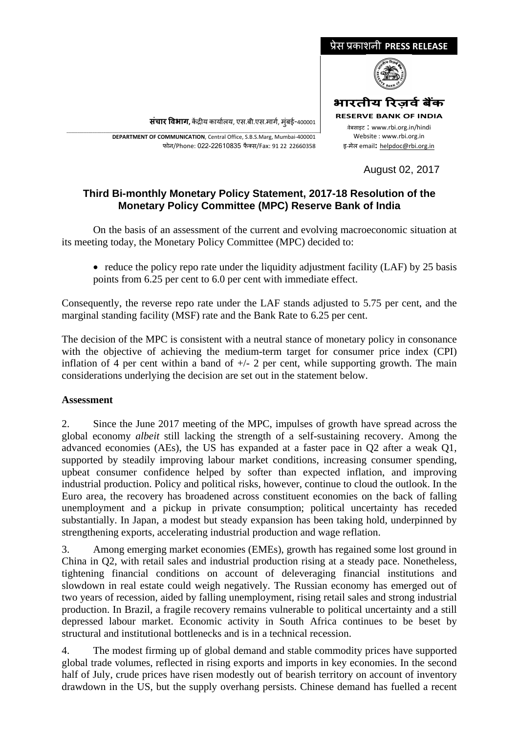प्रेस प्रकाशनी **PRESS RELEASE**

**भारतीय रिज़र्व बैंक**
**RESERVE BANK OF INDIA**

वेबसाइट : www.rbi.org.in/hindi
Website : www.rbi.org.in
इ-मेल email: helpdoc@rbi.org.in

**संचार विभाग,** केंद्रीय कार्यालय, एस.बी.एस.मार्ग, मुंबई-400001

**DEPARTMENT OF COMMUNICATION**, Central Office, S.B.S.Marg, Mumbai-400001
फोन/Phone: 022-22610835 फैक्स/Fax: 91 22 22660358

August 02, 2017

## Third Bi-monthly Monetary Policy Statement, 2017-18 Resolution of the Monetary Policy Committee (MPC) Reserve Bank of India

On the basis of an assessment of the current and evolving macroeconomic situation at its meeting today, the Monetary Policy Committee (MPC) decided to:

- reduce the policy repo rate under the liquidity adjustment facility (LAF) by 25 basis points from 6.25 per cent to 6.0 per cent with immediate effect.

Consequently, the reverse repo rate under the LAF stands adjusted to 5.75 per cent, and the marginal standing facility (MSF) rate and the Bank Rate to 6.25 per cent.

The decision of the MPC is consistent with a neutral stance of monetary policy in consonance with the objective of achieving the medium-term target for consumer price index (CPI) inflation of 4 per cent within a band of +/- 2 per cent, while supporting growth. The main considerations underlying the decision are set out in the statement below.

**Assessment**

2. Since the June 2017 meeting of the MPC, impulses of growth have spread across the global economy *albeit* still lacking the strength of a self-sustaining recovery. Among the advanced economies (AEs), the US has expanded at a faster pace in Q2 after a weak Q1, supported by steadily improving labour market conditions, increasing consumer spending, upbeat consumer confidence helped by softer than expected inflation, and improving industrial production. Policy and political risks, however, continue to cloud the outlook. In the Euro area, the recovery has broadened across constituent economies on the back of falling unemployment and a pickup in private consumption; political uncertainty has receded substantially. In Japan, a modest but steady expansion has been taking hold, underpinned by strengthening exports, accelerating industrial production and wage reflation.

3. Among emerging market economies (EMEs), growth has regained some lost ground in China in Q2, with retail sales and industrial production rising at a steady pace. Nonetheless, tightening financial conditions on account of deleveraging financial institutions and slowdown in real estate could weigh negatively. The Russian economy has emerged out of two years of recession, aided by falling unemployment, rising retail sales and strong industrial production. In Brazil, a fragile recovery remains vulnerable to political uncertainty and a still depressed labour market. Economic activity in South Africa continues to be beset by structural and institutional bottlenecks and is in a technical recession.

4. The modest firming up of global demand and stable commodity prices have supported global trade volumes, reflected in rising exports and imports in key economies. In the second half of July, crude prices have risen modestly out of bearish territory on account of inventory drawdown in the US, but the supply overhang persists. Chinese demand has fuelled a recent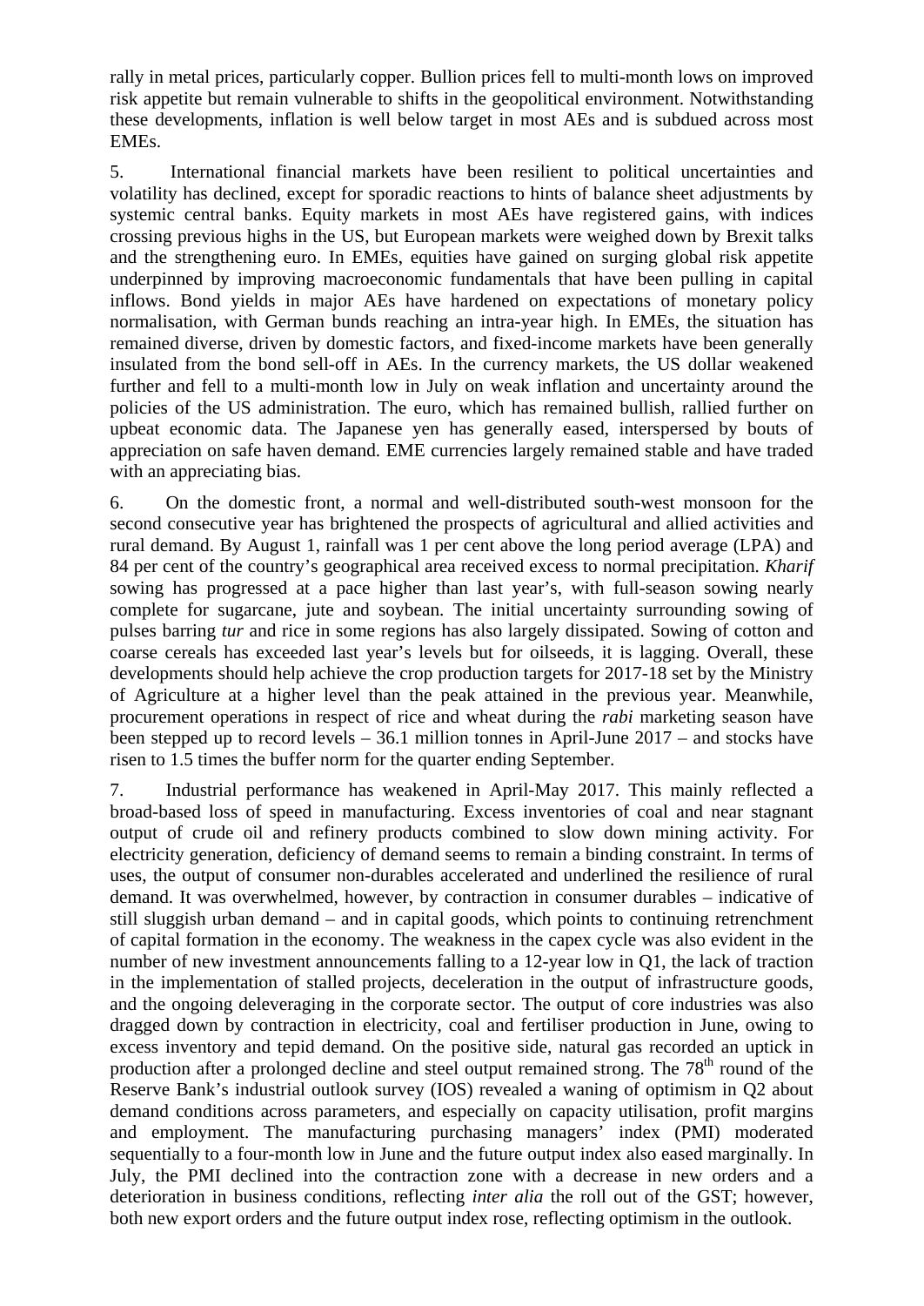rally in metal prices, particularly copper. Bullion prices fell to multi-month lows on improved risk appetite but remain vulnerable to shifts in the geopolitical environment. Notwithstanding these developments, inflation is well below target in most AEs and is subdued across most EMEs.

5. International financial markets have been resilient to political uncertainties and volatility has declined, except for sporadic reactions to hints of balance sheet adjustments by systemic central banks. Equity markets in most AEs have registered gains, with indices crossing previous highs in the US, but European markets were weighed down by Brexit talks and the strengthening euro. In EMEs, equities have gained on surging global risk appetite underpinned by improving macroeconomic fundamentals that have been pulling in capital inflows. Bond yields in major AEs have hardened on expectations of monetary policy normalisation, with German bunds reaching an intra-year high. In EMEs, the situation has remained diverse, driven by domestic factors, and fixed-income markets have been generally insulated from the bond sell-off in AEs. In the currency markets, the US dollar weakened further and fell to a multi-month low in July on weak inflation and uncertainty around the policies of the US administration. The euro, which has remained bullish, rallied further on upbeat economic data. The Japanese yen has generally eased, interspersed by bouts of appreciation on safe haven demand. EME currencies largely remained stable and have traded with an appreciating bias.

6. On the domestic front, a normal and well-distributed south-west monsoon for the second consecutive year has brightened the prospects of agricultural and allied activities and rural demand. By August 1, rainfall was 1 per cent above the long period average (LPA) and 84 per cent of the country's geographical area received excess to normal precipitation. *Kharif* sowing has progressed at a pace higher than last year's, with full-season sowing nearly complete for sugarcane, jute and soybean. The initial uncertainty surrounding sowing of pulses barring *tur* and rice in some regions has also largely dissipated. Sowing of cotton and coarse cereals has exceeded last year's levels but for oilseeds, it is lagging. Overall, these developments should help achieve the crop production targets for 2017-18 set by the Ministry of Agriculture at a higher level than the peak attained in the previous year. Meanwhile, procurement operations in respect of rice and wheat during the *rabi* marketing season have been stepped up to record levels – 36.1 million tonnes in April-June 2017 – and stocks have risen to 1.5 times the buffer norm for the quarter ending September.

7. Industrial performance has weakened in April-May 2017. This mainly reflected a broad-based loss of speed in manufacturing. Excess inventories of coal and near stagnant output of crude oil and refinery products combined to slow down mining activity. For electricity generation, deficiency of demand seems to remain a binding constraint. In terms of uses, the output of consumer non-durables accelerated and underlined the resilience of rural demand. It was overwhelmed, however, by contraction in consumer durables – indicative of still sluggish urban demand – and in capital goods, which points to continuing retrenchment of capital formation in the economy. The weakness in the capex cycle was also evident in the number of new investment announcements falling to a 12-year low in Q1, the lack of traction in the implementation of stalled projects, deceleration in the output of infrastructure goods, and the ongoing deleveraging in the corporate sector. The output of core industries was also dragged down by contraction in electricity, coal and fertiliser production in June, owing to excess inventory and tepid demand. On the positive side, natural gas recorded an uptick in production after a prolonged decline and steel output remained strong. The 78th round of the Reserve Bank's industrial outlook survey (IOS) revealed a waning of optimism in Q2 about demand conditions across parameters, and especially on capacity utilisation, profit margins and employment. The manufacturing purchasing managers' index (PMI) moderated sequentially to a four-month low in June and the future output index also eased marginally. In July, the PMI declined into the contraction zone with a decrease in new orders and a deterioration in business conditions, reflecting *inter alia* the roll out of the GST; however, both new export orders and the future output index rose, reflecting optimism in the outlook.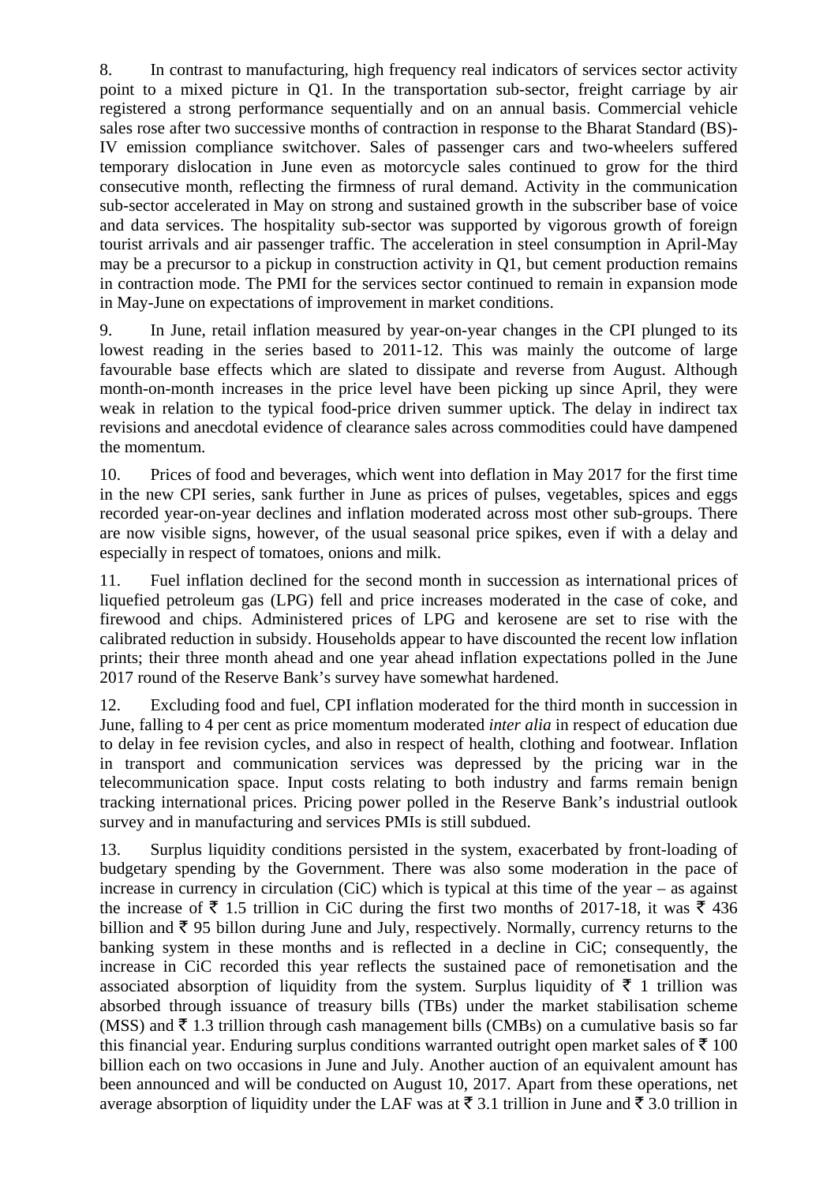8. In contrast to manufacturing, high frequency real indicators of services sector activity point to a mixed picture in Q1. In the transportation sub-sector, freight carriage by air registered a strong performance sequentially and on an annual basis. Commercial vehicle sales rose after two successive months of contraction in response to the Bharat Standard (BS)-IV emission compliance switchover. Sales of passenger cars and two-wheelers suffered temporary dislocation in June even as motorcycle sales continued to grow for the third consecutive month, reflecting the firmness of rural demand. Activity in the communication sub-sector accelerated in May on strong and sustained growth in the subscriber base of voice and data services. The hospitality sub-sector was supported by vigorous growth of foreign tourist arrivals and air passenger traffic. The acceleration in steel consumption in April-May may be a precursor to a pickup in construction activity in Q1, but cement production remains in contraction mode. The PMI for the services sector continued to remain in expansion mode in May-June on expectations of improvement in market conditions.

9. In June, retail inflation measured by year-on-year changes in the CPI plunged to its lowest reading in the series based to 2011-12. This was mainly the outcome of large favourable base effects which are slated to dissipate and reverse from August. Although month-on-month increases in the price level have been picking up since April, they were weak in relation to the typical food-price driven summer uptick. The delay in indirect tax revisions and anecdotal evidence of clearance sales across commodities could have dampened the momentum.

10. Prices of food and beverages, which went into deflation in May 2017 for the first time in the new CPI series, sank further in June as prices of pulses, vegetables, spices and eggs recorded year-on-year declines and inflation moderated across most other sub-groups. There are now visible signs, however, of the usual seasonal price spikes, even if with a delay and especially in respect of tomatoes, onions and milk.

11. Fuel inflation declined for the second month in succession as international prices of liquefied petroleum gas (LPG) fell and price increases moderated in the case of coke, and firewood and chips. Administered prices of LPG and kerosene are set to rise with the calibrated reduction in subsidy. Households appear to have discounted the recent low inflation prints; their three month ahead and one year ahead inflation expectations polled in the June 2017 round of the Reserve Bank's survey have somewhat hardened.

12. Excluding food and fuel, CPI inflation moderated for the third month in succession in June, falling to 4 per cent as price momentum moderated *inter alia* in respect of education due to delay in fee revision cycles, and also in respect of health, clothing and footwear. Inflation in transport and communication services was depressed by the pricing war in the telecommunication space. Input costs relating to both industry and farms remain benign tracking international prices. Pricing power polled in the Reserve Bank's industrial outlook survey and in manufacturing and services PMIs is still subdued.

13. Surplus liquidity conditions persisted in the system, exacerbated by front-loading of budgetary spending by the Government. There was also some moderation in the pace of increase in currency in circulation (CiC) which is typical at this time of the year – as against the increase of ₹ 1.5 trillion in CiC during the first two months of 2017-18, it was ₹ 436 billion and ₹ 95 billon during June and July, respectively. Normally, currency returns to the banking system in these months and is reflected in a decline in CiC; consequently, the increase in CiC recorded this year reflects the sustained pace of remonetisation and the associated absorption of liquidity from the system. Surplus liquidity of ₹ 1 trillion was absorbed through issuance of treasury bills (TBs) under the market stabilisation scheme (MSS) and ₹ 1.3 trillion through cash management bills (CMBs) on a cumulative basis so far this financial year. Enduring surplus conditions warranted outright open market sales of ₹ 100 billion each on two occasions in June and July. Another auction of an equivalent amount has been announced and will be conducted on August 10, 2017. Apart from these operations, net average absorption of liquidity under the LAF was at ₹ 3.1 trillion in June and ₹ 3.0 trillion in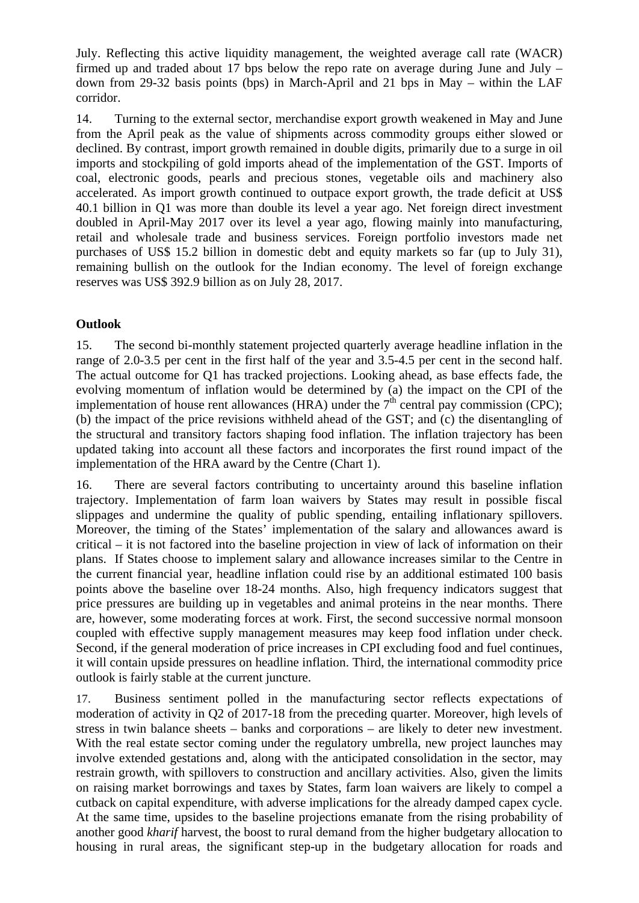July. Reflecting this active liquidity management, the weighted average call rate (WACR) firmed up and traded about 17 bps below the repo rate on average during June and July – down from 29-32 basis points (bps) in March-April and 21 bps in May – within the LAF corridor.

14. Turning to the external sector, merchandise export growth weakened in May and June from the April peak as the value of shipments across commodity groups either slowed or declined. By contrast, import growth remained in double digits, primarily due to a surge in oil imports and stockpiling of gold imports ahead of the implementation of the GST. Imports of coal, electronic goods, pearls and precious stones, vegetable oils and machinery also accelerated. As import growth continued to outpace export growth, the trade deficit at US$ 40.1 billion in Q1 was more than double its level a year ago. Net foreign direct investment doubled in April-May 2017 over its level a year ago, flowing mainly into manufacturing, retail and wholesale trade and business services. Foreign portfolio investors made net purchases of US$ 15.2 billion in domestic debt and equity markets so far (up to July 31), remaining bullish on the outlook for the Indian economy. The level of foreign exchange reserves was US$ 392.9 billion as on July 28, 2017.

**Outlook**

15. The second bi-monthly statement projected quarterly average headline inflation in the range of 2.0-3.5 per cent in the first half of the year and 3.5-4.5 per cent in the second half. The actual outcome for Q1 has tracked projections. Looking ahead, as base effects fade, the evolving momentum of inflation would be determined by (a) the impact on the CPI of the implementation of house rent allowances (HRA) under the 7th central pay commission (CPC); (b) the impact of the price revisions withheld ahead of the GST; and (c) the disentangling of the structural and transitory factors shaping food inflation. The inflation trajectory has been updated taking into account all these factors and incorporates the first round impact of the implementation of the HRA award by the Centre (Chart 1).

16. There are several factors contributing to uncertainty around this baseline inflation trajectory. Implementation of farm loan waivers by States may result in possible fiscal slippages and undermine the quality of public spending, entailing inflationary spillovers. Moreover, the timing of the States' implementation of the salary and allowances award is critical – it is not factored into the baseline projection in view of lack of information on their plans. If States choose to implement salary and allowance increases similar to the Centre in the current financial year, headline inflation could rise by an additional estimated 100 basis points above the baseline over 18-24 months. Also, high frequency indicators suggest that price pressures are building up in vegetables and animal proteins in the near months. There are, however, some moderating forces at work. First, the second successive normal monsoon coupled with effective supply management measures may keep food inflation under check. Second, if the general moderation of price increases in CPI excluding food and fuel continues, it will contain upside pressures on headline inflation. Third, the international commodity price outlook is fairly stable at the current juncture.

17. Business sentiment polled in the manufacturing sector reflects expectations of moderation of activity in Q2 of 2017-18 from the preceding quarter. Moreover, high levels of stress in twin balance sheets – banks and corporations – are likely to deter new investment. With the real estate sector coming under the regulatory umbrella, new project launches may involve extended gestations and, along with the anticipated consolidation in the sector, may restrain growth, with spillovers to construction and ancillary activities. Also, given the limits on raising market borrowings and taxes by States, farm loan waivers are likely to compel a cutback on capital expenditure, with adverse implications for the already damped capex cycle. At the same time, upsides to the baseline projections emanate from the rising probability of another good *kharif* harvest, the boost to rural demand from the higher budgetary allocation to housing in rural areas, the significant step-up in the budgetary allocation for roads and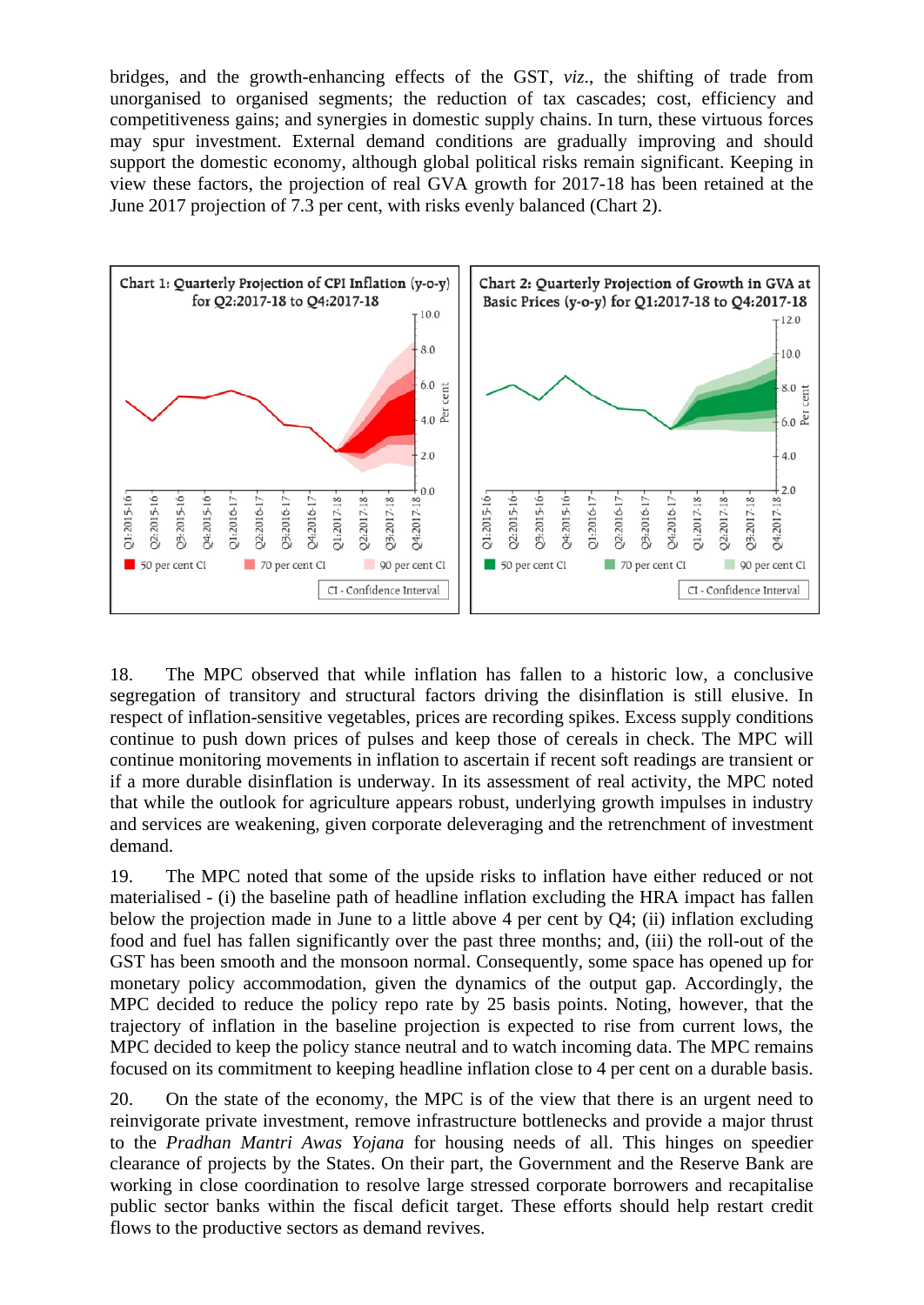bridges, and the growth-enhancing effects of the GST, *viz.*, the shifting of trade from unorganised to organised segments; the reduction of tax cascades; cost, efficiency and competitiveness gains; and synergies in domestic supply chains. In turn, these virtuous forces may spur investment. External demand conditions are gradually improving and should support the domestic economy, although global political risks remain significant. Keeping in view these factors, the projection of real GVA growth for 2017-18 has been retained at the June 2017 projection of 7.3 per cent, with risks evenly balanced (Chart 2).

Chart 1: Quarterly Projection of CPI Inflation (y-o-y) for Q2:2017-18 to Q4:2017-18

Chart 2: Quarterly Projection of Growth in GVA at Basic Prices (y-o-y) for Q1:2017-18 to Q4:2017-18

18. The MPC observed that while inflation has fallen to a historic low, a conclusive segregation of transitory and structural factors driving the disinflation is still elusive. In respect of inflation-sensitive vegetables, prices are recording spikes. Excess supply conditions continue to push down prices of pulses and keep those of cereals in check. The MPC will continue monitoring movements in inflation to ascertain if recent soft readings are transient or if a more durable disinflation is underway. In its assessment of real activity, the MPC noted that while the outlook for agriculture appears robust, underlying growth impulses in industry and services are weakening, given corporate deleveraging and the retrenchment of investment demand.

19. The MPC noted that some of the upside risks to inflation have either reduced or not materialised - (i) the baseline path of headline inflation excluding the HRA impact has fallen below the projection made in June to a little above 4 per cent by Q4; (ii) inflation excluding food and fuel has fallen significantly over the past three months; and, (iii) the roll-out of the GST has been smooth and the monsoon normal. Consequently, some space has opened up for monetary policy accommodation, given the dynamics of the output gap. Accordingly, the MPC decided to reduce the policy repo rate by 25 basis points. Noting, however, that the trajectory of inflation in the baseline projection is expected to rise from current lows, the MPC decided to keep the policy stance neutral and to watch incoming data. The MPC remains focused on its commitment to keeping headline inflation close to 4 per cent on a durable basis.

20. On the state of the economy, the MPC is of the view that there is an urgent need to reinvigorate private investment, remove infrastructure bottlenecks and provide a major thrust to the *Pradhan Mantri Awas Yojana* for housing needs of all. This hinges on speedier clearance of projects by the States. On their part, the Government and the Reserve Bank are working in close coordination to resolve large stressed corporate borrowers and recapitalise public sector banks within the fiscal deficit target. These efforts should help restart credit flows to the productive sectors as demand revives.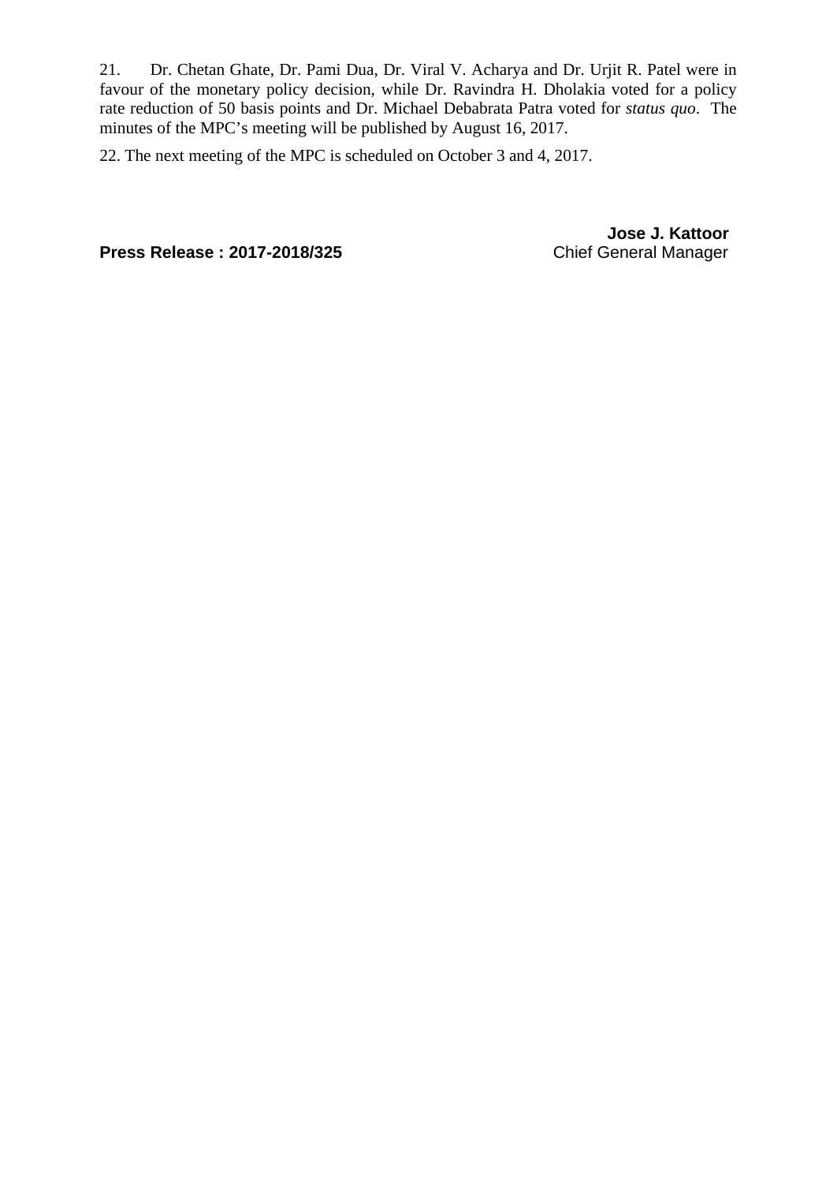21. Dr. Chetan Ghate, Dr. Pami Dua, Dr. Viral V. Acharya and Dr. Urjit R. Patel were in favour of the monetary policy decision, while Dr. Ravindra H. Dholakia voted for a policy rate reduction of 50 basis points and Dr. Michael Debabrata Patra voted for *status quo*. The minutes of the MPC's meeting will be published by August 16, 2017.

22. The next meeting of the MPC is scheduled on October 3 and 4, 2017.

**Jose J. Kattoor**
Chief General Manager

**Press Release : 2017-2018/325**